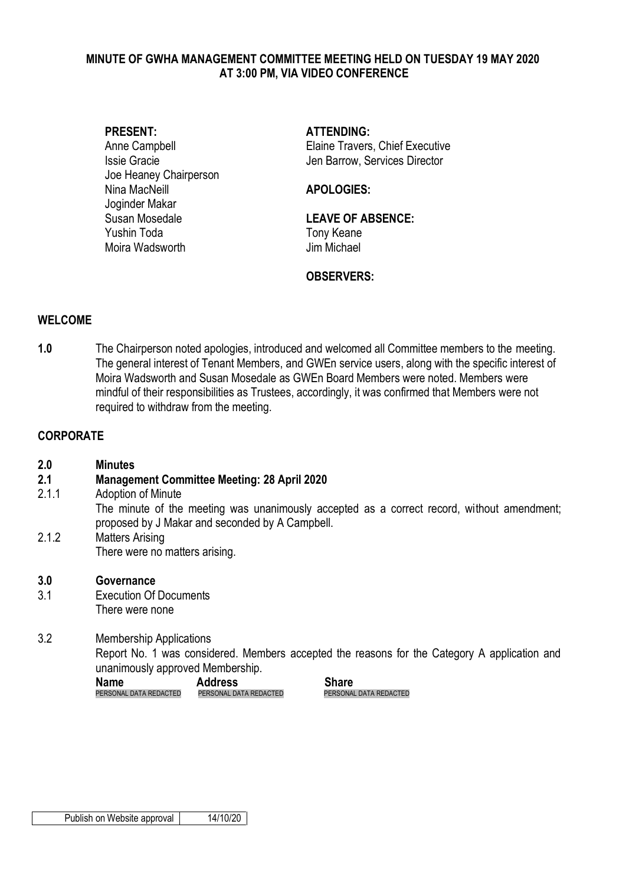**MINUTE OF GWHA MANAGEMENT COMMITTEE MEETING HELD ON TUESDAY 19 MAY 2020 AT 3:00 PM, VIA VIDEO CONFERENCE**

**PRESENT:**
Anne Campbell
Issie Gracie
Joe Heaney Chairperson
Nina MacNeill
Joginder Makar
Susan Mosedale
Yushin Toda
Moira Wadsworth

**ATTENDING:**
Elaine Travers, Chief Executive
Jen Barrow, Services Director

**APOLOGIES:**

**LEAVE OF ABSENCE:**
Tony Keane
Jim Michael

**OBSERVERS:**

## WELCOME

**1.0** The Chairperson noted apologies, introduced and welcomed all Committee members to the meeting. The general interest of Tenant Members, and GWEn service users, along with the specific interest of Moira Wadsworth and Susan Mosedale as GWEn Board Members were noted. Members were mindful of their responsibilities as Trustees, accordingly, it was confirmed that Members were not required to withdraw from the meeting.

## CORPORATE

**2.0 Minutes**

**2.1 Management Committee Meeting: 28 April 2020**

2.1.1 Adoption of Minute
The minute of the meeting was unanimously accepted as a correct record, without amendment; proposed by J Makar and seconded by A Campbell.

2.1.2 Matters Arising
There were no matters arising.

**3.0 Governance**

3.1 Execution Of Documents
There were none

3.2 Membership Applications
Report No. 1 was considered. Members accepted the reasons for the Category A application and unanimously approved Membership.

| Name | Address | Share |
|---|---|---|
| PERSONAL DATA REDACTED | PERSONAL DATA REDACTED | PERSONAL DATA REDACTED |

| Publish on Website approval | 14/10/20 |
|---|---|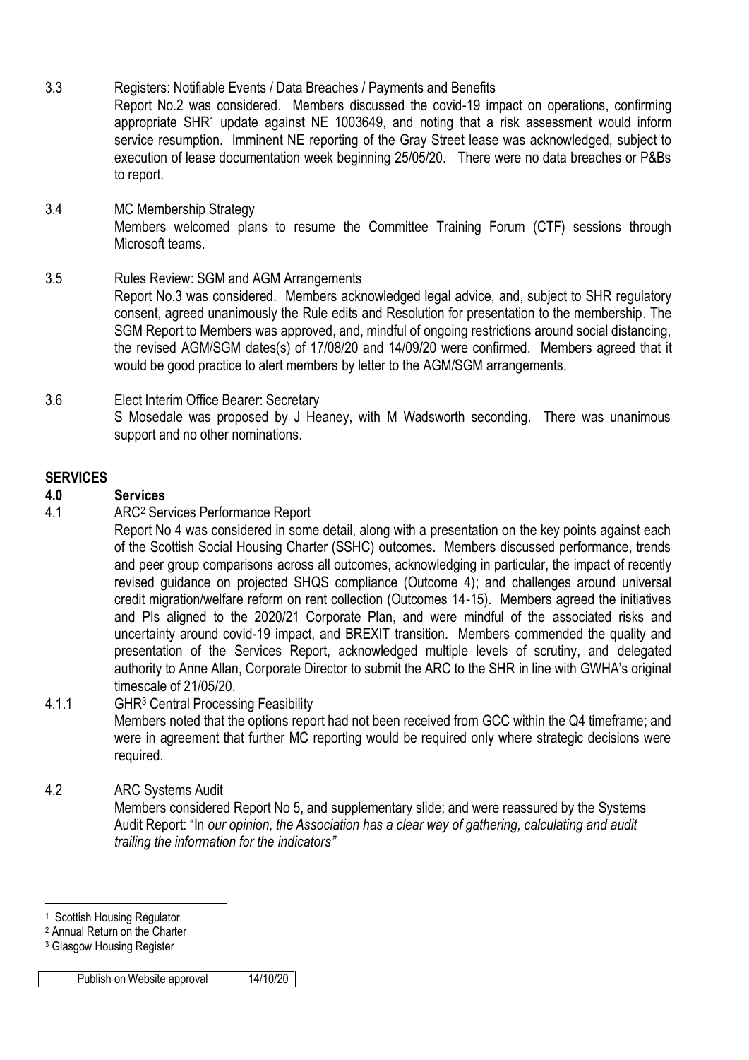3.3 Registers: Notifiable Events / Data Breaches / Payments and Benefits

Report No.2 was considered. Members discussed the covid-19 impact on operations, confirming appropriate SHR[1] update against NE 1003649, and noting that a risk assessment would inform service resumption. Imminent NE reporting of the Gray Street lease was acknowledged, subject to execution of lease documentation week beginning 25/05/20. There were no data breaches or P&Bs to report.

3.4 MC Membership Strategy

Members welcomed plans to resume the Committee Training Forum (CTF) sessions through Microsoft teams.

3.5 Rules Review: SGM and AGM Arrangements

Report No.3 was considered. Members acknowledged legal advice, and, subject to SHR regulatory consent, agreed unanimously the Rule edits and Resolution for presentation to the membership. The SGM Report to Members was approved, and, mindful of ongoing restrictions around social distancing, the revised AGM/SGM dates(s) of 17/08/20 and 14/09/20 were confirmed. Members agreed that it would be good practice to alert members by letter to the AGM/SGM arrangements.

3.6 Elect Interim Office Bearer: Secretary

S Mosedale was proposed by J Heaney, with M Wadsworth seconding. There was unanimous support and no other nominations.

**SERVICES**

**4.0 Services**

4.1 ARC[2] Services Performance Report

Report No 4 was considered in some detail, along with a presentation on the key points against each of the Scottish Social Housing Charter (SSHC) outcomes. Members discussed performance, trends and peer group comparisons across all outcomes, acknowledging in particular, the impact of recently revised guidance on projected SHQS compliance (Outcome 4); and challenges around universal credit migration/welfare reform on rent collection (Outcomes 14-15). Members agreed the initiatives and PIs aligned to the 2020/21 Corporate Plan, and were mindful of the associated risks and uncertainty around covid-19 impact, and BREXIT transition. Members commended the quality and presentation of the Services Report, acknowledged multiple levels of scrutiny, and delegated authority to Anne Allan, Corporate Director to submit the ARC to the SHR in line with GWHA's original timescale of 21/05/20.

4.1.1 GHR[3] Central Processing Feasibility

Members noted that the options report had not been received from GCC within the Q4 timeframe; and were in agreement that further MC reporting would be required only where strategic decisions were required.

4.2 ARC Systems Audit

Members considered Report No 5, and supplementary slide; and were reassured by the Systems Audit Report: "I*n our opinion, the Association has a clear way of gathering, calculating and audit trailing the information for the indicators"*

---

[1] Scottish Housing Regulator
[2] Annual Return on the Charter
[3] Glasgow Housing Register

| Publish on Website approval | 14/10/20 |
|---|---|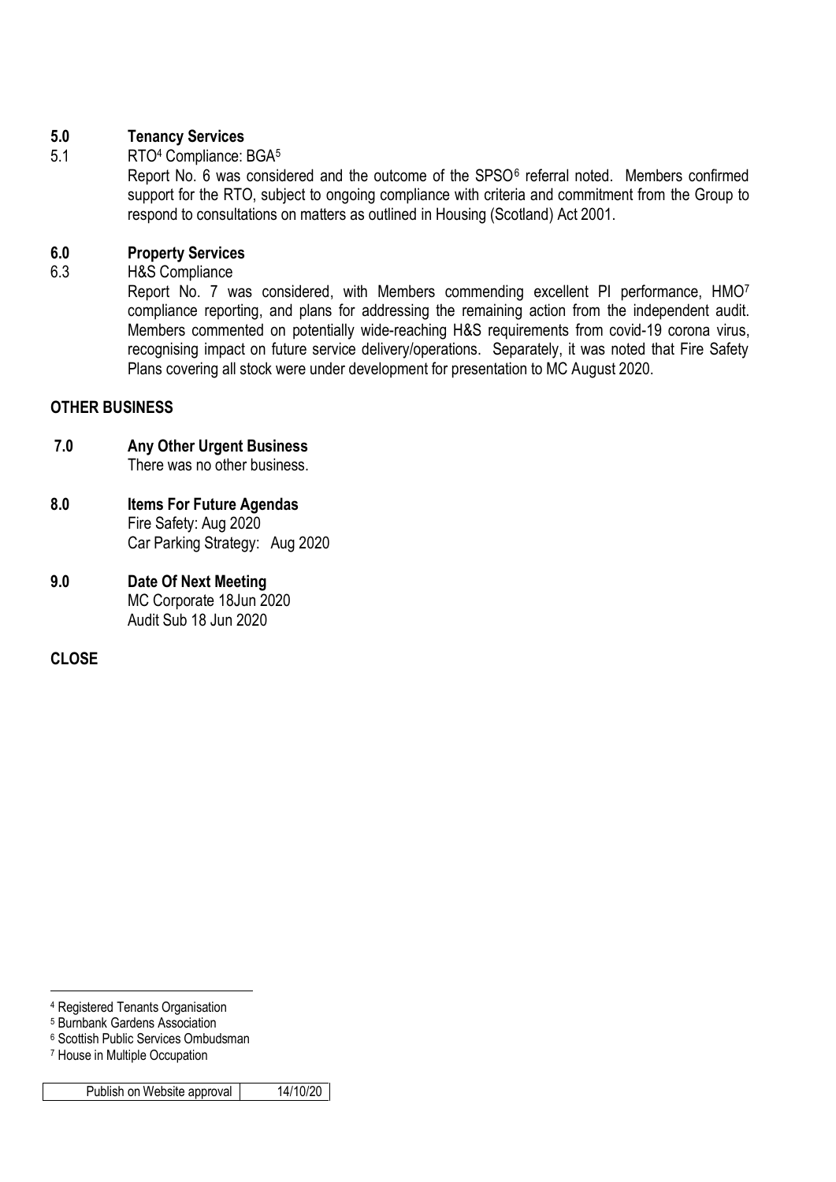## 5.0 Tenancy Services

5.1 RTO[4] Compliance: BGA[5]

Report No. 6 was considered and the outcome of the SPSO[6] referral noted. Members confirmed support for the RTO, subject to ongoing compliance with criteria and commitment from the Group to respond to consultations on matters as outlined in Housing (Scotland) Act 2001.

## 6.0 Property Services

6.3 H&S Compliance

Report No. 7 was considered, with Members commending excellent PI performance, HMO[7] compliance reporting, and plans for addressing the remaining action from the independent audit. Members commented on potentially wide-reaching H&S requirements from covid-19 corona virus, recognising impact on future service delivery/operations. Separately, it was noted that Fire Safety Plans covering all stock were under development for presentation to MC August 2020.

## OTHER BUSINESS

## 7.0 Any Other Urgent Business

There was no other business.

## 8.0 Items For Future Agendas

Fire Safety: Aug 2020
Car Parking Strategy: Aug 2020

## 9.0 Date Of Next Meeting

MC Corporate 18Jun 2020
Audit Sub 18 Jun 2020

**CLOSE**

---

[4] Registered Tenants Organisation
[5] Burnbank Gardens Association
[6] Scottish Public Services Ombudsman
[7] House in Multiple Occupation

| Publish on Website approval | 14/10/20 |
|---|---|